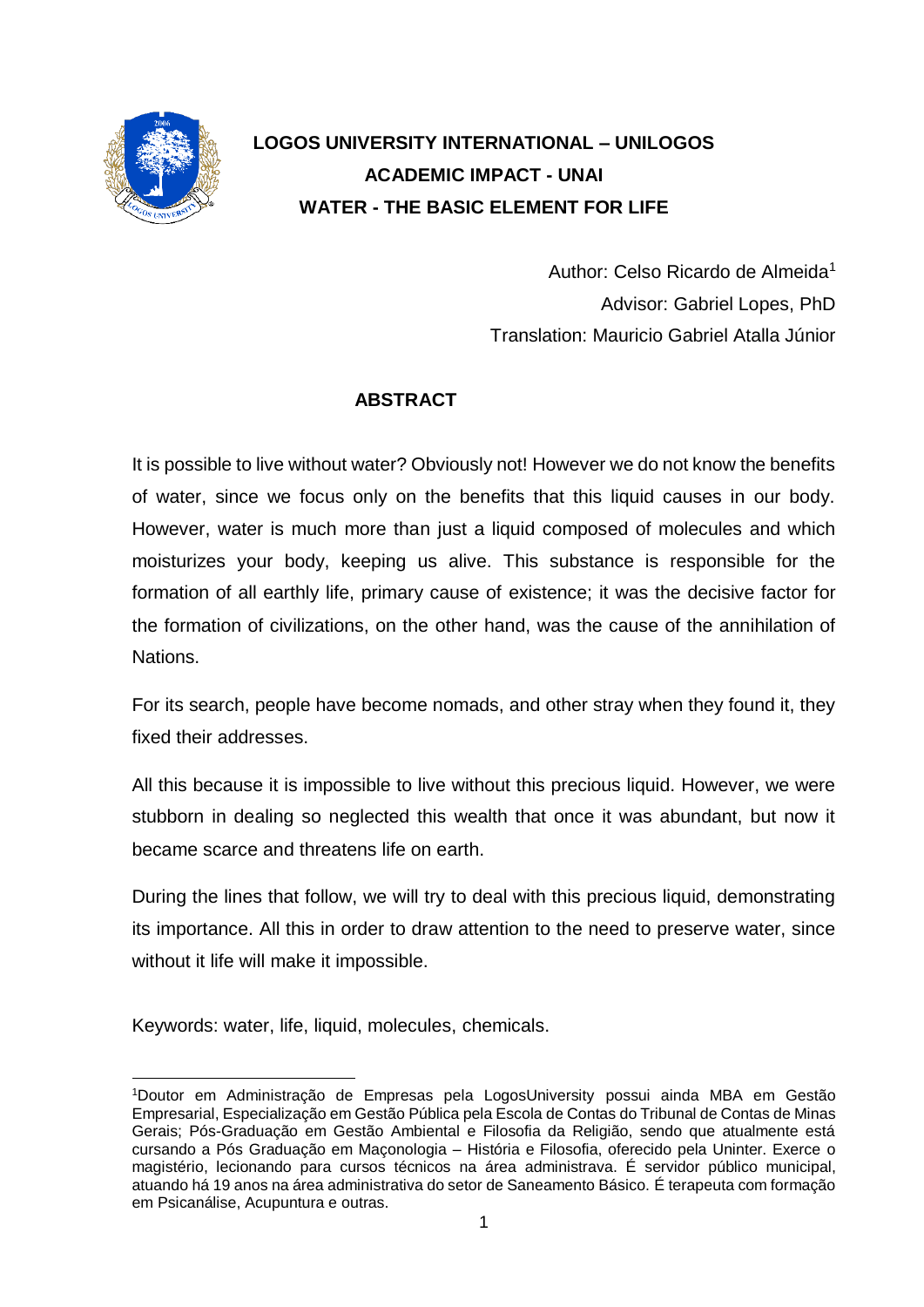# LOGOS UNIVERSITY INTERNATIONAL – UNILOGOS
## ACADEMIC IMPACT - UNAI
## WATER - THE BASIC ELEMENT FOR LIFE

Author: Celso Ricardo de Almeida[1]
Advisor: Gabriel Lopes, PhD
Translation: Mauricio Gabriel Atalla Júnior

### ABSTRACT

It is possible to live without water? Obviously not! However we do not know the benefits of water, since we focus only on the benefits that this liquid causes in our body. However, water is much more than just a liquid composed of molecules and which moisturizes your body, keeping us alive. This substance is responsible for the formation of all earthly life, primary cause of existence; it was the decisive factor for the formation of civilizations, on the other hand, was the cause of the annihilation of Nations.

For its search, people have become nomads, and other stray when they found it, they fixed their addresses.

All this because it is impossible to live without this precious liquid. However, we were stubborn in dealing so neglected this wealth that once it was abundant, but now it became scarce and threatens life on earth.

During the lines that follow, we will try to deal with this precious liquid, demonstrating its importance. All this in order to draw attention to the need to preserve water, since without it life will make it impossible.

Keywords: water, life, liquid, molecules, chemicals.

---

[1] Doutor em Administração de Empresas pela LogosUniversity possui ainda MBA em Gestão Empresarial, Especialização em Gestão Pública pela Escola de Contas do Tribunal de Contas de Minas Gerais; Pós-Graduação em Gestão Ambiental e Filosofia da Religião, sendo que atualmente está cursando a Pós Graduação em Maçonologia – História e Filosofia, oferecido pela Uninter. Exerce o magistério, lecionando para cursos técnicos na área administrava. É servidor público municipal, atuando há 19 anos na área administrativa do setor de Saneamento Básico. É terapeuta com formação em Psicanálise, Acupuntura e outras.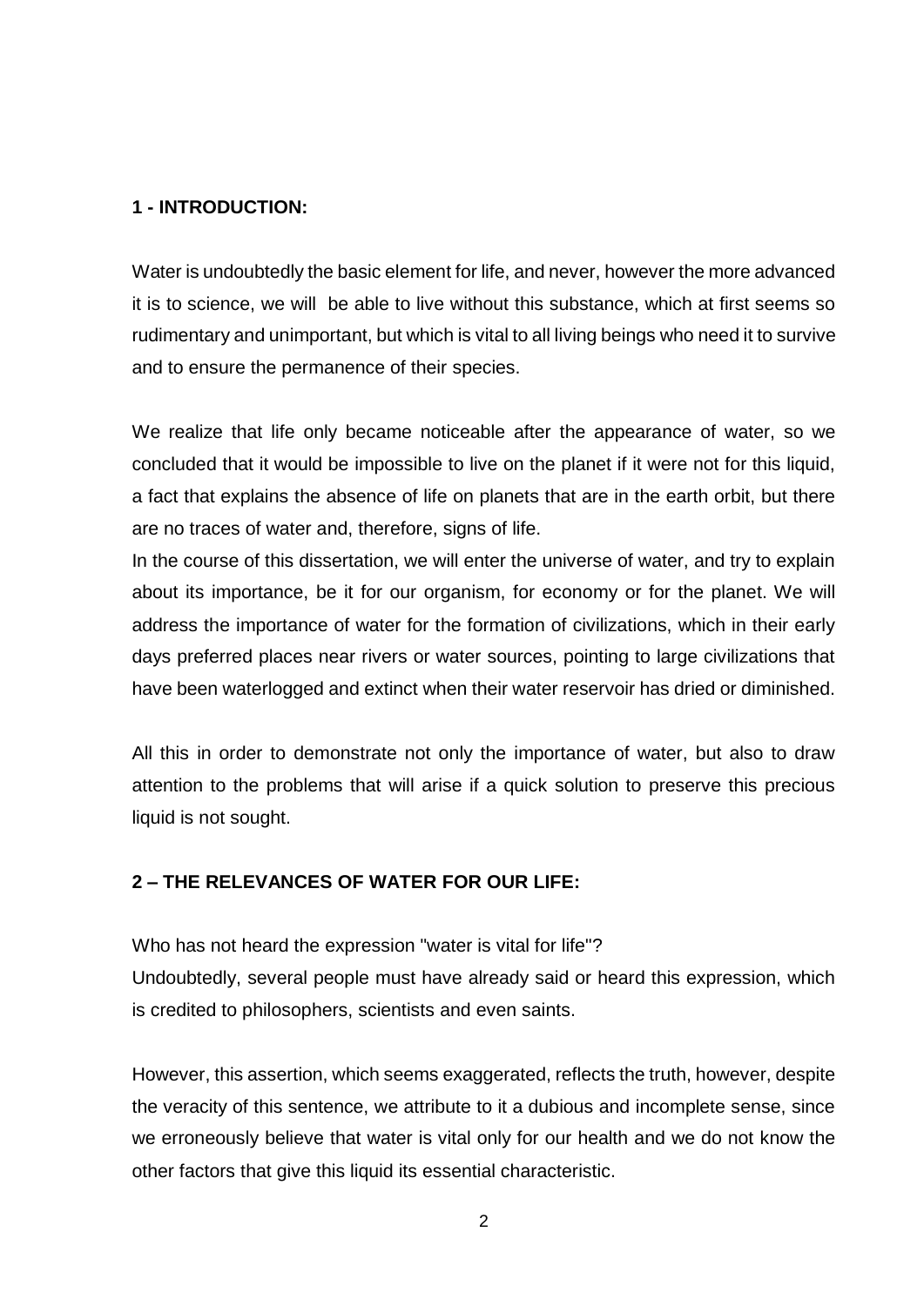## 1 - INTRODUCTION:

Water is undoubtedly the basic element for life, and never, however the more advanced it is to science, we will be able to live without this substance, which at first seems so rudimentary and unimportant, but which is vital to all living beings who need it to survive and to ensure the permanence of their species.

We realize that life only became noticeable after the appearance of water, so we concluded that it would be impossible to live on the planet if it were not for this liquid, a fact that explains the absence of life on planets that are in the earth orbit, but there are no traces of water and, therefore, signs of life.

In the course of this dissertation, we will enter the universe of water, and try to explain about its importance, be it for our organism, for economy or for the planet. We will address the importance of water for the formation of civilizations, which in their early days preferred places near rivers or water sources, pointing to large civilizations that have been waterlogged and extinct when their water reservoir has dried or diminished.

All this in order to demonstrate not only the importance of water, but also to draw attention to the problems that will arise if a quick solution to preserve this precious liquid is not sought.

## 2 – THE RELEVANCES OF WATER FOR OUR LIFE:

Who has not heard the expression "water is vital for life"?

Undoubtedly, several people must have already said or heard this expression, which is credited to philosophers, scientists and even saints.

However, this assertion, which seems exaggerated, reflects the truth, however, despite the veracity of this sentence, we attribute to it a dubious and incomplete sense, since we erroneously believe that water is vital only for our health and we do not know the other factors that give this liquid its essential characteristic.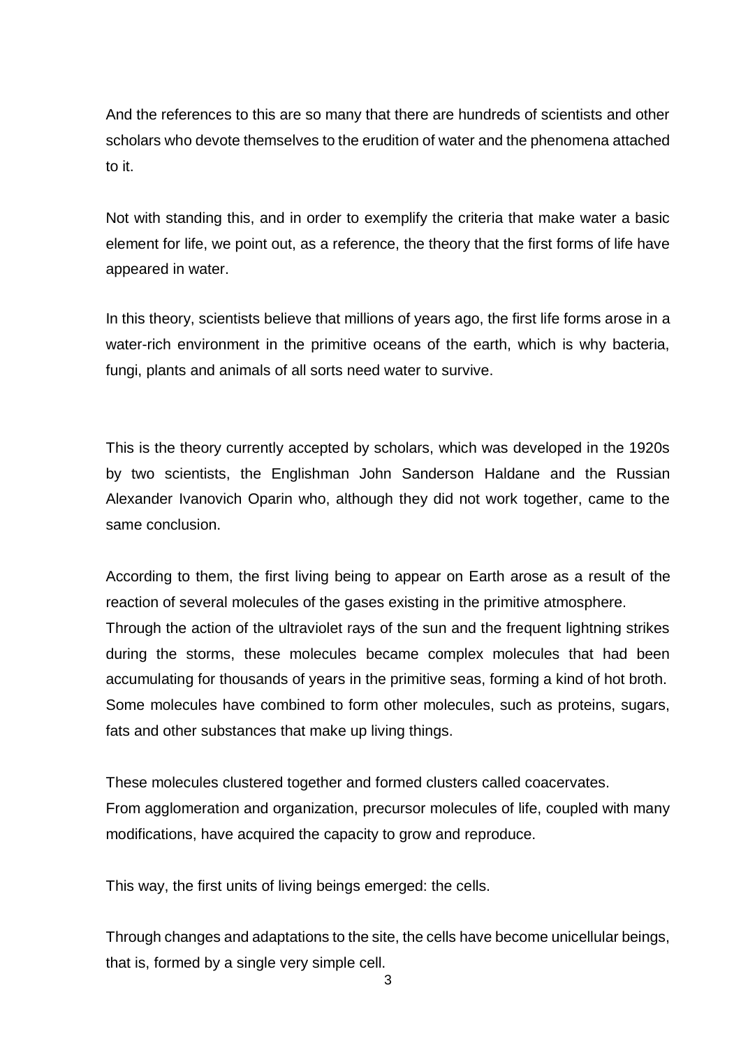And the references to this are so many that there are hundreds of scientists and other scholars who devote themselves to the erudition of water and the phenomena attached to it.

Not with standing this, and in order to exemplify the criteria that make water a basic element for life, we point out, as a reference, the theory that the first forms of life have appeared in water.

In this theory, scientists believe that millions of years ago, the first life forms arose in a water-rich environment in the primitive oceans of the earth, which is why bacteria, fungi, plants and animals of all sorts need water to survive.

This is the theory currently accepted by scholars, which was developed in the 1920s by two scientists, the Englishman John Sanderson Haldane and the Russian Alexander Ivanovich Oparin who, although they did not work together, came to the same conclusion.

According to them, the first living being to appear on Earth arose as a result of the reaction of several molecules of the gases existing in the primitive atmosphere.
Through the action of the ultraviolet rays of the sun and the frequent lightning strikes during the storms, these molecules became complex molecules that had been accumulating for thousands of years in the primitive seas, forming a kind of hot broth.
Some molecules have combined to form other molecules, such as proteins, sugars, fats and other substances that make up living things.

These molecules clustered together and formed clusters called coacervates.
From agglomeration and organization, precursor molecules of life, coupled with many modifications, have acquired the capacity to grow and reproduce.

This way, the first units of living beings emerged: the cells.

Through changes and adaptations to the site, the cells have become unicellular beings, that is, formed by a single very simple cell.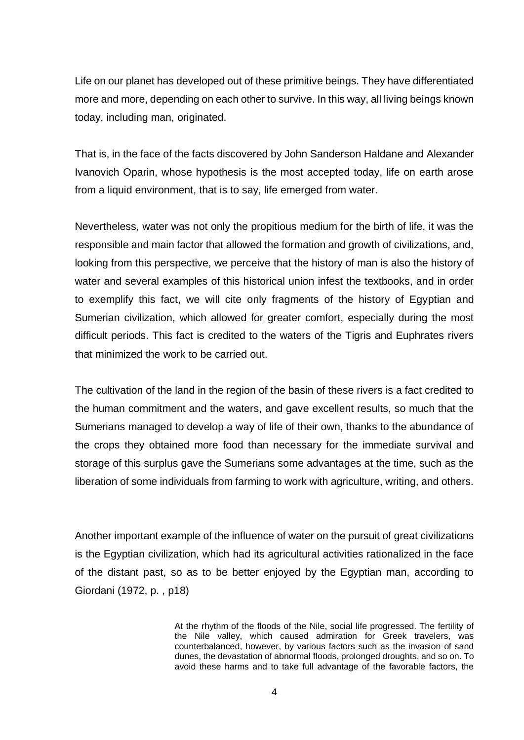Life on our planet has developed out of these primitive beings. They have differentiated more and more, depending on each other to survive. In this way, all living beings known today, including man, originated.

That is, in the face of the facts discovered by John Sanderson Haldane and Alexander Ivanovich Oparin, whose hypothesis is the most accepted today, life on earth arose from a liquid environment, that is to say, life emerged from water.

Nevertheless, water was not only the propitious medium for the birth of life, it was the responsible and main factor that allowed the formation and growth of civilizations, and, looking from this perspective, we perceive that the history of man is also the history of water and several examples of this historical union infest the textbooks, and in order to exemplify this fact, we will cite only fragments of the history of Egyptian and Sumerian civilization, which allowed for greater comfort, especially during the most difficult periods. This fact is credited to the waters of the Tigris and Euphrates rivers that minimized the work to be carried out.

The cultivation of the land in the region of the basin of these rivers is a fact credited to the human commitment and the waters, and gave excellent results, so much that the Sumerians managed to develop a way of life of their own, thanks to the abundance of the crops they obtained more food than necessary for the immediate survival and storage of this surplus gave the Sumerians some advantages at the time, such as the liberation of some individuals from farming to work with agriculture, writing, and others.

Another important example of the influence of water on the pursuit of great civilizations is the Egyptian civilization, which had its agricultural activities rationalized in the face of the distant past, so as to be better enjoyed by the Egyptian man, according to Giordani (1972, p. , p18)

> At the rhythm of the floods of the Nile, social life progressed. The fertility of the Nile valley, which caused admiration for Greek travelers, was counterbalanced, however, by various factors such as the invasion of sand dunes, the devastation of abnormal floods, prolonged droughts, and so on. To avoid these harms and to take full advantage of the favorable factors, the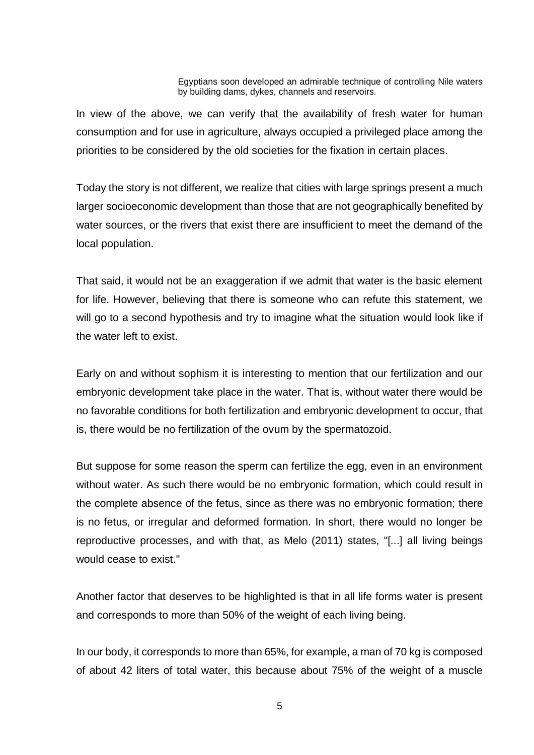> Egyptians soon developed an admirable technique of controlling Nile waters by building dams, dykes, channels and reservoirs.

In view of the above, we can verify that the availability of fresh water for human consumption and for use in agriculture, always occupied a privileged place among the priorities to be considered by the old societies for the fixation in certain places.

Today the story is not different, we realize that cities with large springs present a much larger socioeconomic development than those that are not geographically benefited by water sources, or the rivers that exist there are insufficient to meet the demand of the local population.

That said, it would not be an exaggeration if we admit that water is the basic element for life. However, believing that there is someone who can refute this statement, we will go to a second hypothesis and try to imagine what the situation would look like if the water left to exist.

Early on and without sophism it is interesting to mention that our fertilization and our embryonic development take place in the water. That is, without water there would be no favorable conditions for both fertilization and embryonic development to occur, that is, there would be no fertilization of the ovum by the spermatozoid.

But suppose for some reason the sperm can fertilize the egg, even in an environment without water. As such there would be no embryonic formation, which could result in the complete absence of the fetus, since as there was no embryonic formation; there is no fetus, or irregular and deformed formation. In short, there would no longer be reproductive processes, and with that, as Melo (2011) states, "[...] all living beings would cease to exist."

Another factor that deserves to be highlighted is that in all life forms water is present and corresponds to more than 50% of the weight of each living being.

In our body, it corresponds to more than 65%, for example, a man of 70 kg is composed of about 42 liters of total water, this because about 75% of the weight of a muscle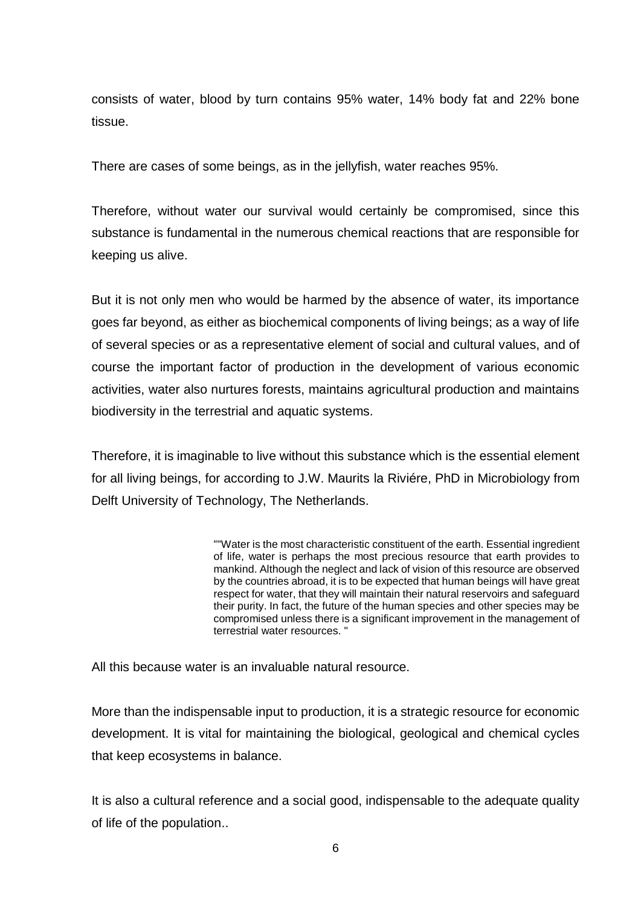consists of water, blood by turn contains 95% water, 14% body fat and 22% bone tissue.

There are cases of some beings, as in the jellyfish, water reaches 95%.

Therefore, without water our survival would certainly be compromised, since this substance is fundamental in the numerous chemical reactions that are responsible for keeping us alive.

But it is not only men who would be harmed by the absence of water, its importance goes far beyond, as either as biochemical components of living beings; as a way of life of several species or as a representative element of social and cultural values, and of course the important factor of production in the development of various economic activities, water also nurtures forests, maintains agricultural production and maintains biodiversity in the terrestrial and aquatic systems.

Therefore, it is imaginable to live without this substance which is the essential element for all living beings, for according to J.W. Maurits la Riviére, PhD in Microbiology from Delft University of Technology, The Netherlands.

> ""Water is the most characteristic constituent of the earth. Essential ingredient of life, water is perhaps the most precious resource that earth provides to mankind. Although the neglect and lack of vision of this resource are observed by the countries abroad, it is to be expected that human beings will have great respect for water, that they will maintain their natural reservoirs and safeguard their purity. In fact, the future of the human species and other species may be compromised unless there is a significant improvement in the management of terrestrial water resources. "

All this because water is an invaluable natural resource.

More than the indispensable input to production, it is a strategic resource for economic development. It is vital for maintaining the biological, geological and chemical cycles that keep ecosystems in balance.

It is also a cultural reference and a social good, indispensable to the adequate quality of life of the population..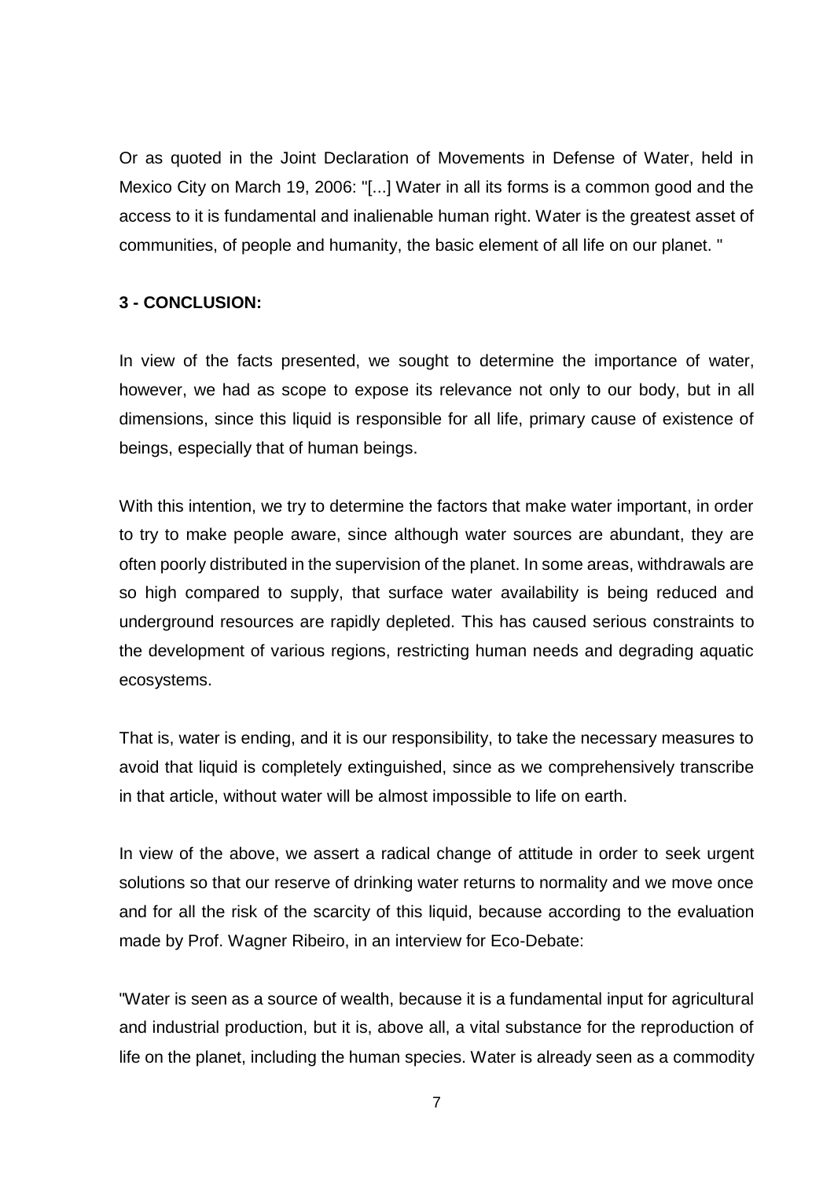Or as quoted in the Joint Declaration of Movements in Defense of Water, held in Mexico City on March 19, 2006: "[...] Water in all its forms is a common good and the access to it is fundamental and inalienable human right. Water is the greatest asset of communities, of people and humanity, the basic element of all life on our planet. "

**3 - CONCLUSION:**

In view of the facts presented, we sought to determine the importance of water, however, we had as scope to expose its relevance not only to our body, but in all dimensions, since this liquid is responsible for all life, primary cause of existence of beings, especially that of human beings.

With this intention, we try to determine the factors that make water important, in order to try to make people aware, since although water sources are abundant, they are often poorly distributed in the supervision of the planet. In some areas, withdrawals are so high compared to supply, that surface water availability is being reduced and underground resources are rapidly depleted. This has caused serious constraints to the development of various regions, restricting human needs and degrading aquatic ecosystems.

That is, water is ending, and it is our responsibility, to take the necessary measures to avoid that liquid is completely extinguished, since as we comprehensively transcribe in that article, without water will be almost impossible to life on earth.

In view of the above, we assert a radical change of attitude in order to seek urgent solutions so that our reserve of drinking water returns to normality and we move once and for all the risk of the scarcity of this liquid, because according to the evaluation made by Prof. Wagner Ribeiro, in an interview for Eco-Debate:

"Water is seen as a source of wealth, because it is a fundamental input for agricultural and industrial production, but it is, above all, a vital substance for the reproduction of life on the planet, including the human species. Water is already seen as a commodity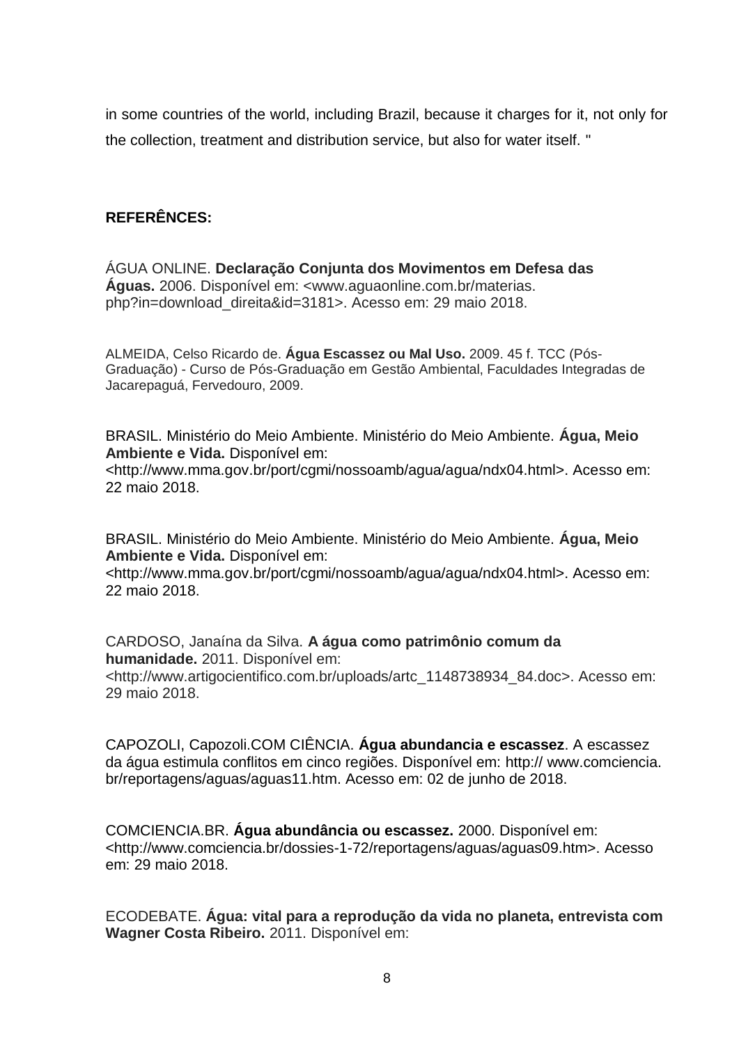in some countries of the world, including Brazil, because it charges for it, not only for the collection, treatment and distribution service, but also for water itself. "

**REFERÊNCES:**

ÁGUA ONLINE. **Declaração Conjunta dos Movimentos em Defesa das Águas.** 2006. Disponível em: <www.aguaonline.com.br/materias. php?in=download_direita&id=3181>. Acesso em: 29 maio 2018.

ALMEIDA, Celso Ricardo de. **Água Escassez ou Mal Uso.** 2009. 45 f. TCC (Pós-Graduação) - Curso de Pós-Graduação em Gestão Ambiental, Faculdades Integradas de Jacarepaguá, Fervedouro, 2009.

BRASIL. Ministério do Meio Ambiente. Ministério do Meio Ambiente. **Água, Meio Ambiente e Vida.** Disponível em: <http://www.mma.gov.br/port/cgmi/nossoamb/agua/agua/ndx04.html>. Acesso em: 22 maio 2018.

BRASIL. Ministério do Meio Ambiente. Ministério do Meio Ambiente. **Água, Meio Ambiente e Vida.** Disponível em: <http://www.mma.gov.br/port/cgmi/nossoamb/agua/agua/ndx04.html>. Acesso em: 22 maio 2018.

CARDOSO, Janaína da Silva. **A água como patrimônio comum da humanidade.** 2011. Disponível em: <http://www.artigocientifico.com.br/uploads/artc_1148738934_84.doc>. Acesso em: 29 maio 2018.

CAPOZOLI, Capozoli.COM CIÊNCIA. **Água abundancia e escassez**. A escassez da água estimula conflitos em cinco regiões. Disponível em: http:// www.comciencia. br/reportagens/aguas/aguas11.htm. Acesso em: 02 de junho de 2018.

COMCIENCIA.BR. **Água abundância ou escassez.** 2000. Disponível em: <http://www.comciencia.br/dossies-1-72/reportagens/aguas/aguas09.htm>. Acesso em: 29 maio 2018.

ECODEBATE. **Água: vital para a reprodução da vida no planeta, entrevista com Wagner Costa Ribeiro.** 2011. Disponível em: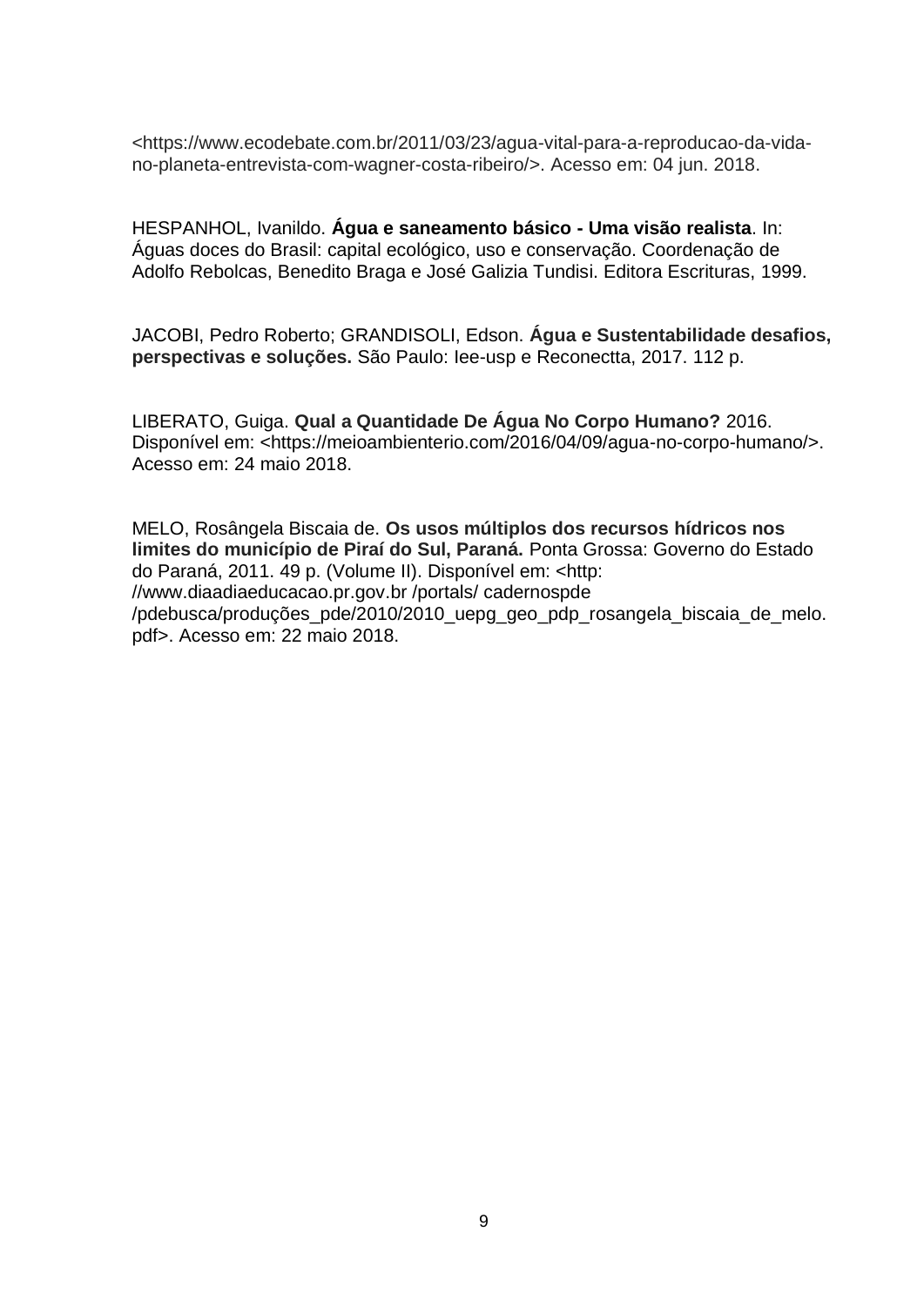<https://www.ecodebate.com.br/2011/03/23/agua-vital-para-a-reproducao-da-vida-no-planeta-entrevista-com-wagner-costa-ribeiro/>. Acesso em: 04 jun. 2018.

HESPANHOL, Ivanildo. **Água e saneamento básico - Uma visão realista**. In: Águas doces do Brasil: capital ecológico, uso e conservação. Coordenação de Adolfo Rebolcas, Benedito Braga e José Galizia Tundisi. Editora Escrituras, 1999.

JACOBI, Pedro Roberto; GRANDISOLI, Edson. **Água e Sustentabilidade desafios, perspectivas e soluções.** São Paulo: Iee-usp e Reconectta, 2017. 112 p.

LIBERATO, Guiga. **Qual a Quantidade De Água No Corpo Humano?** 2016. Disponível em: <https://meioambienterio.com/2016/04/09/agua-no-corpo-humano/>. Acesso em: 24 maio 2018.

MELO, Rosângela Biscaia de. **Os usos múltiplos dos recursos hídricos nos limites do município de Piraí do Sul, Paraná.** Ponta Grossa: Governo do Estado do Paraná, 2011. 49 p. (Volume II). Disponível em: <http: //www.diaadiaeducacao.pr.gov.br /portals/ cadernospde /pdebusca/produções_pde/2010/2010_uepg_geo_pdp_rosangela_biscaia_de_melo.pdf>. Acesso em: 22 maio 2018.